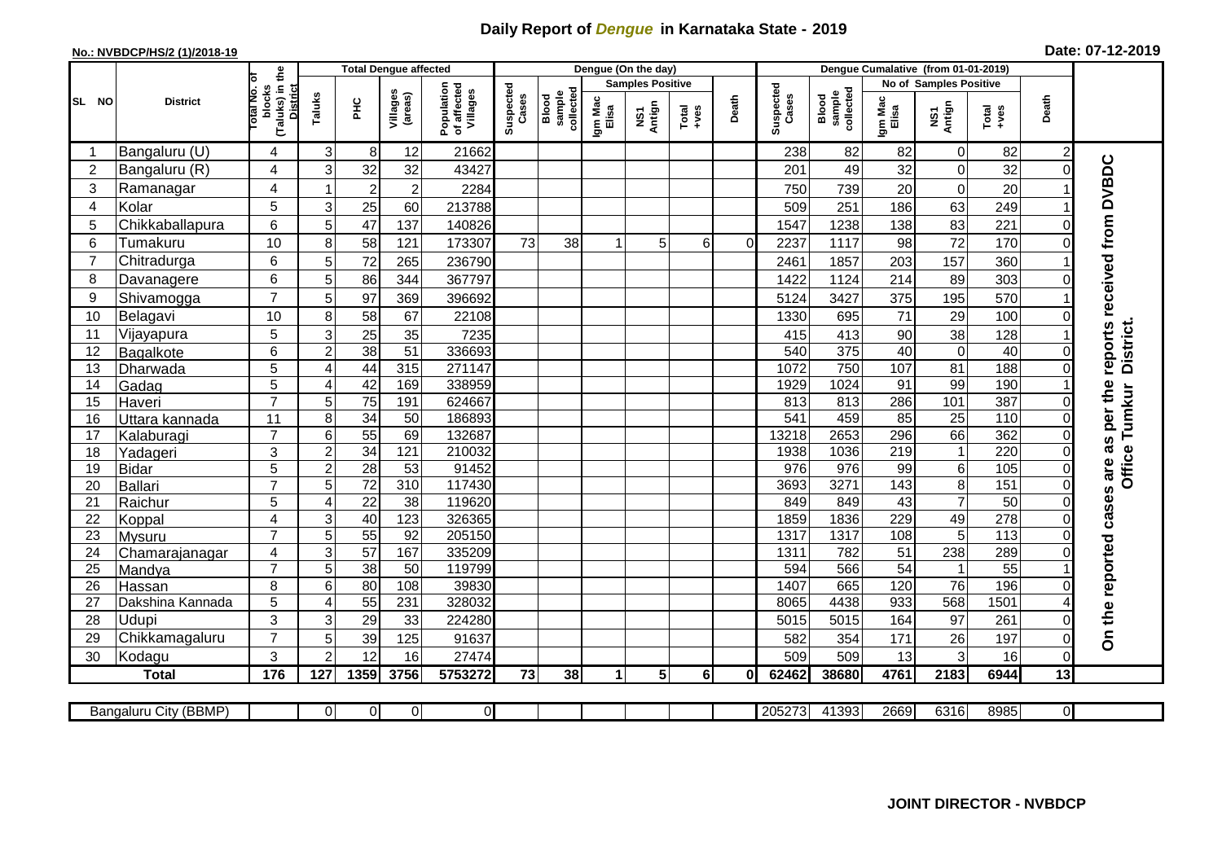# Daily Report of *Dengue* in Karnataka State - 2019

**No.: NVBDCP/HS/2 (1)/2018-19**

**Date: 07-12-2019**

| SL NO | District | Total No. of blocks (Taluks) in the District | Total Dengue affected | | | | Dengue (On the day) | | | | | | | Dengue Cumalative (from 01-01-2019) | | | | | | | |
|---|---|---|---|---|---|---|---|---|---|---|---|---|---|---|---|---|---|---|---|---|
| | | | Taluks | PHC | Villages (areas) | Population of affected Villages | Suspected Cases | Blood sample collected | Samples Positive | | | Death | Suspected Cases | Blood sample collected | No of Samples Positive | | | Death | |
| | | | | | | | | | Igm Mac Elisa | NS1 Antign | Total +ves | | | | Igm Mac Elisa | NS1 Antign | Total +ves | | |
| 1 | Bangaluru (U) | 4 | 3 | 8 | 12 | 21662 | | | | | | | 238 | 82 | 82 | 0 | 82 | 2 | On the reported cases are as per the reports received from DVBDC Office Tumkur District. |
| 2 | Bangaluru (R) | 4 | 3 | 32 | 32 | 43427 | | | | | | | 201 | 49 | 32 | 0 | 32 | 0 | |
| 3 | Ramanagar | 4 | 1 | 2 | 2 | 2284 | | | | | | | 750 | 739 | 20 | 0 | 20 | 1 | |
| 4 | Kolar | 5 | 3 | 25 | 60 | 213788 | | | | | | | 509 | 251 | 186 | 63 | 249 | 1 | |
| 5 | Chikkaballapura | 6 | 5 | 47 | 137 | 140826 | | | | | | | 1547 | 1238 | 138 | 83 | 221 | 0 | |
| 6 | Tumakuru | 10 | 8 | 58 | 121 | 173307 | 73 | 38 | 1 | 5 | 6 | 0 | 2237 | 1117 | 98 | 72 | 170 | 0 | |
| 7 | Chitradurga | 6 | 5 | 72 | 265 | 236790 | | | | | | | 2461 | 1857 | 203 | 157 | 360 | 1 | |
| 8 | Davanagere | 6 | 5 | 86 | 344 | 367797 | | | | | | | 1422 | 1124 | 214 | 89 | 303 | 0 | |
| 9 | Shivamogga | 7 | 5 | 97 | 369 | 396692 | | | | | | | 5124 | 3427 | 375 | 195 | 570 | 1 | |
| 10 | Belagavi | 10 | 8 | 58 | 67 | 22108 | | | | | | | 1330 | 695 | 71 | 29 | 100 | 0 | |
| 11 | Vijayapura | 5 | 3 | 25 | 35 | 7235 | | | | | | | 415 | 413 | 90 | 38 | 128 | 1 | |
| 12 | Bagalkote | 6 | 2 | 38 | 51 | 336693 | | | | | | | 540 | 375 | 40 | 0 | 40 | 0 | |
| 13 | Dharwada | 5 | 4 | 44 | 315 | 271147 | | | | | | | 1072 | 750 | 107 | 81 | 188 | 0 | |
| 14 | Gadag | 5 | 4 | 42 | 169 | 338959 | | | | | | | 1929 | 1024 | 91 | 99 | 190 | 1 | |
| 15 | Haveri | 7 | 5 | 75 | 191 | 624667 | | | | | | | 813 | 813 | 286 | 101 | 387 | 0 | |
| 16 | Uttara kannada | 11 | 8 | 34 | 50 | 186893 | | | | | | | 541 | 459 | 85 | 25 | 110 | 0 | |
| 17 | Kalaburagi | 7 | 6 | 55 | 69 | 132687 | | | | | | | 13218 | 2653 | 296 | 66 | 362 | 0 | |
| 18 | Yadageri | 3 | 2 | 34 | 121 | 210032 | | | | | | | 1938 | 1036 | 219 | 1 | 220 | 0 | |
| 19 | Bidar | 5 | 2 | 28 | 53 | 91452 | | | | | | | 976 | 976 | 99 | 6 | 105 | 0 | |
| 20 | Ballari | 7 | 5 | 72 | 310 | 117430 | | | | | | | 3693 | 3271 | 143 | 8 | 151 | 0 | |
| 21 | Raichur | 5 | 4 | 22 | 38 | 119620 | | | | | | | 849 | 849 | 43 | 7 | 50 | 0 | |
| 22 | Koppal | 4 | 3 | 40 | 123 | 326365 | | | | | | | 1859 | 1836 | 229 | 49 | 278 | 0 | |
| 23 | Mysuru | 7 | 5 | 55 | 92 | 205150 | | | | | | | 1317 | 1317 | 108 | 5 | 113 | 0 | |
| 24 | Chamarajanagar | 4 | 3 | 57 | 167 | 335209 | | | | | | | 1311 | 782 | 51 | 238 | 289 | 0 | |
| 25 | Mandya | 7 | 5 | 38 | 50 | 119799 | | | | | | | 594 | 566 | 54 | 1 | 55 | 1 | |
| 26 | Hassan | 8 | 6 | 80 | 108 | 39830 | | | | | | | 1407 | 665 | 120 | 76 | 196 | 0 | |
| 27 | Dakshina Kannada | 5 | 4 | 55 | 231 | 328032 | | | | | | | 8065 | 4438 | 933 | 568 | 1501 | 4 | |
| 28 | Udupi | 3 | 3 | 29 | 33 | 224280 | | | | | | | 5015 | 5015 | 164 | 97 | 261 | 0 | |
| 29 | Chikkamagaluru | 7 | 5 | 39 | 125 | 91637 | | | | | | | 582 | 354 | 171 | 26 | 197 | 0 | |
| 30 | Kodagu | 3 | 2 | 12 | 16 | 27474 | | | | | | | 509 | 509 | 13 | 3 | 16 | 0 | |
| **Total** | | **176** | **127** | **1359** | **3756** | **5753272** | **73** | **38** | **1** | **5** | **6** | **0** | **62462** | **38680** | **4761** | **2183** | **6944** | **13** | |

| Bangaluru City (BBMP) | | 0 | 0 | 0 | 0 | | | | | | | 205273 | 41393 | 2669 | 6316 | 8985 | 0 |
|---|---|---|---|---|---|---|---|---|---|---|---|---|---|---|---|---|---|

**JOINT DIRECTOR - NVBDCP**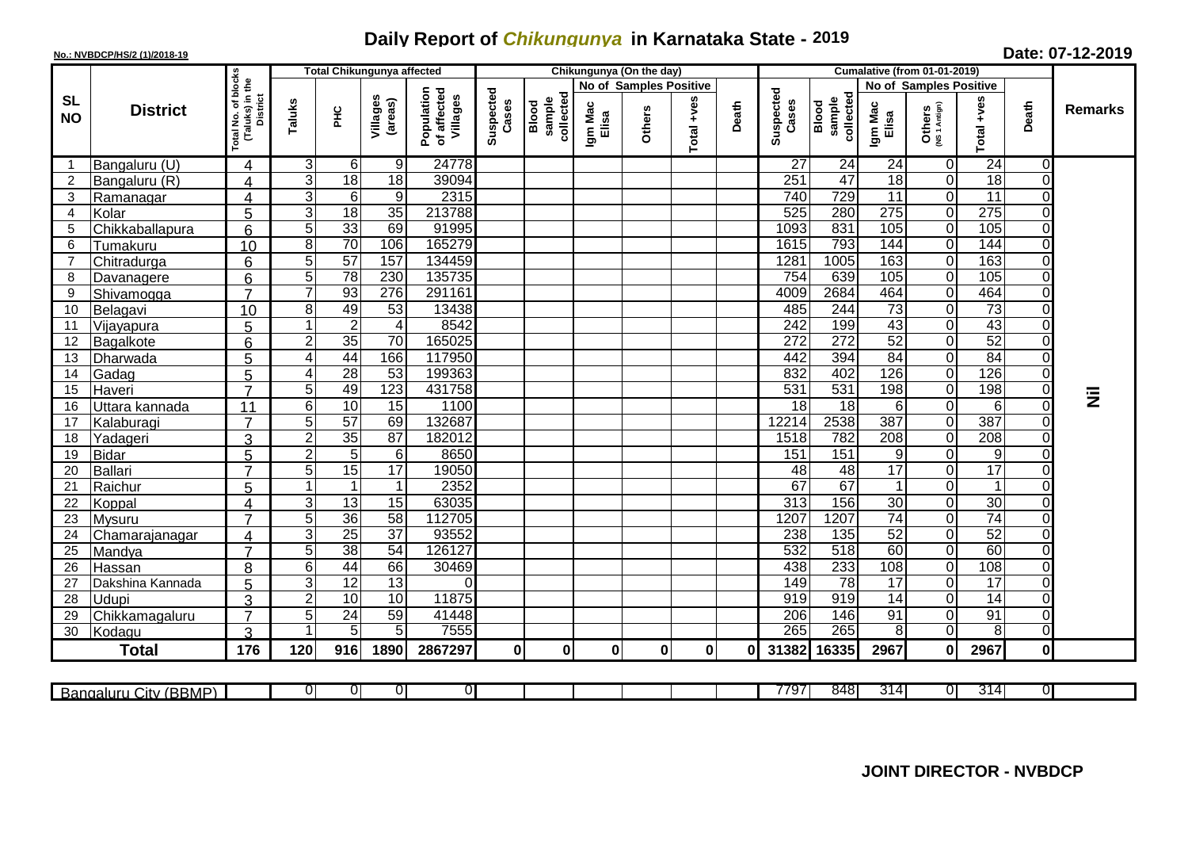# Daily Report of *Chikungunya* in Karnataka State - 2019

**No.: NVBDCP/HS/2 (1)/2018-19**

**Date: 07-12-2019**

| SL NO | District | Total No. of blocks (Taluks) in the District | Total Chikungunya affected | | | | Chikungunya (On the day) | | | | | | | Cumalative (from 01-01-2019) | | | | | | | Remarks |
|---|---|---|---|---|---|---|---|---|---|---|---|---|---|---|---|---|---|---|---|---|---|
| | | | Taluks | PHC | Villages (areas) | Population of affected Villages | Suspected Cases | Blood sample collected | No of Samples Positive | | | Death | Suspected Cases | Blood sample collected | No of Samples Positive | | | Death | |
| | | | | | | | | | Igm Mac Elisa | Others | Total +ves | | | | Igm Mac Elisa | Others (NS 1 Antign) | Total +ves | | |
| 1 | Bangaluru (U) | 4 | 3 | 6 | 9 | 24778 | | | | | | | 27 | 24 | 24 | 0 | 24 | 0 | Nil |
| 2 | Bangaluru (R) | 4 | 3 | 18 | 18 | 39094 | | | | | | | 251 | 47 | 18 | 0 | 18 | 0 | |
| 3 | Ramanagar | 4 | 3 | 6 | 9 | 2315 | | | | | | | 740 | 729 | 11 | 0 | 11 | 0 | |
| 4 | Kolar | 5 | 3 | 18 | 35 | 213788 | | | | | | | 525 | 280 | 275 | 0 | 275 | 0 | |
| 5 | Chikkaballapura | 6 | 5 | 33 | 69 | 91995 | | | | | | | 1093 | 831 | 105 | 0 | 105 | 0 | |
| 6 | Tumakuru | 10 | 8 | 70 | 106 | 165279 | | | | | | | 1615 | 793 | 144 | 0 | 144 | 0 | |
| 7 | Chitradurga | 6 | 5 | 57 | 157 | 134459 | | | | | | | 1281 | 1005 | 163 | 0 | 163 | 0 | |
| 8 | Davanagere | 6 | 5 | 78 | 230 | 135735 | | | | | | | 754 | 639 | 105 | 0 | 105 | 0 | |
| 9 | Shivamogga | 7 | 7 | 93 | 276 | 291161 | | | | | | | 4009 | 2684 | 464 | 0 | 464 | 0 | |
| 10 | Belagavi | 10 | 8 | 49 | 53 | 13438 | | | | | | | 485 | 244 | 73 | 0 | 73 | 0 | |
| 11 | Vijayapura | 5 | 1 | 2 | 4 | 8542 | | | | | | | 242 | 199 | 43 | 0 | 43 | 0 | |
| 12 | Bagalkote | 6 | 2 | 35 | 70 | 165025 | | | | | | | 272 | 272 | 52 | 0 | 52 | 0 | |
| 13 | Dharwada | 5 | 4 | 44 | 166 | 117950 | | | | | | | 442 | 394 | 84 | 0 | 84 | 0 | |
| 14 | Gadag | 5 | 4 | 28 | 53 | 199363 | | | | | | | 832 | 402 | 126 | 0 | 126 | 0 | |
| 15 | Haveri | 7 | 5 | 49 | 123 | 431758 | | | | | | | 531 | 531 | 198 | 0 | 198 | 0 | |
| 16 | Uttara kannada | 11 | 6 | 10 | 15 | 1100 | | | | | | | 18 | 18 | 6 | 0 | 6 | 0 | |
| 17 | Kalaburagi | 7 | 5 | 57 | 69 | 132687 | | | | | | | 12214 | 2538 | 387 | 0 | 387 | 0 | |
| 18 | Yadageri | 3 | 2 | 35 | 87 | 182012 | | | | | | | 1518 | 782 | 208 | 0 | 208 | 0 | |
| 19 | Bidar | 5 | 2 | 5 | 6 | 8650 | | | | | | | 151 | 151 | 9 | 0 | 9 | 0 | |
| 20 | Ballari | 7 | 5 | 15 | 17 | 19050 | | | | | | | 48 | 48 | 17 | 0 | 17 | 0 | |
| 21 | Raichur | 5 | 1 | 1 | 1 | 2352 | | | | | | | 67 | 67 | 1 | 0 | 1 | 0 | |
| 22 | Koppal | 4 | 3 | 13 | 15 | 63035 | | | | | | | 313 | 156 | 30 | 0 | 30 | 0 | |
| 23 | Mysuru | 7 | 5 | 36 | 58 | 112705 | | | | | | | 1207 | 1207 | 74 | 0 | 74 | 0 | |
| 24 | Chamarajanagar | 4 | 3 | 25 | 37 | 93552 | | | | | | | 238 | 135 | 52 | 0 | 52 | 0 | |
| 25 | Mandya | 7 | 5 | 38 | 54 | 126127 | | | | | | | 532 | 518 | 60 | 0 | 60 | 0 | |
| 26 | Hassan | 8 | 6 | 44 | 66 | 30469 | | | | | | | 438 | 233 | 108 | 0 | 108 | 0 | |
| 27 | Dakshina Kannada | 5 | 3 | 12 | 13 | 0 | | | | | | | 149 | 78 | 17 | 0 | 17 | 0 | |
| 28 | Udupi | 3 | 2 | 10 | 10 | 11875 | | | | | | | 919 | 919 | 14 | 0 | 14 | 0 | |
| 29 | Chikkamagaluru | 7 | 5 | 24 | 59 | 41448 | | | | | | | 206 | 146 | 91 | 0 | 91 | 0 | |
| 30 | Kodagu | 3 | 1 | 5 | 5 | 7555 | | | | | | | 265 | 265 | 8 | 0 | 8 | 0 | |
| **Total** | | **176** | **120** | **916** | **1890** | **2867297** | **0** | **0** | **0** | **0** | **0** | **0** | **31382** | **16335** | **2967** | **0** | **2967** | **0** | |

| | | | | | | | | | | | | | | | | | | |
|---|---|---|---|---|---|---|---|---|---|---|---|---|---|---|---|---|---|---|
| Bangaluru City (BBMP) | | 0 | 0 | 0 | 0 | | | | | | | 7797 | 848 | 314 | 0 | 314 | 0 | |

**JOINT DIRECTOR - NVBDCP**